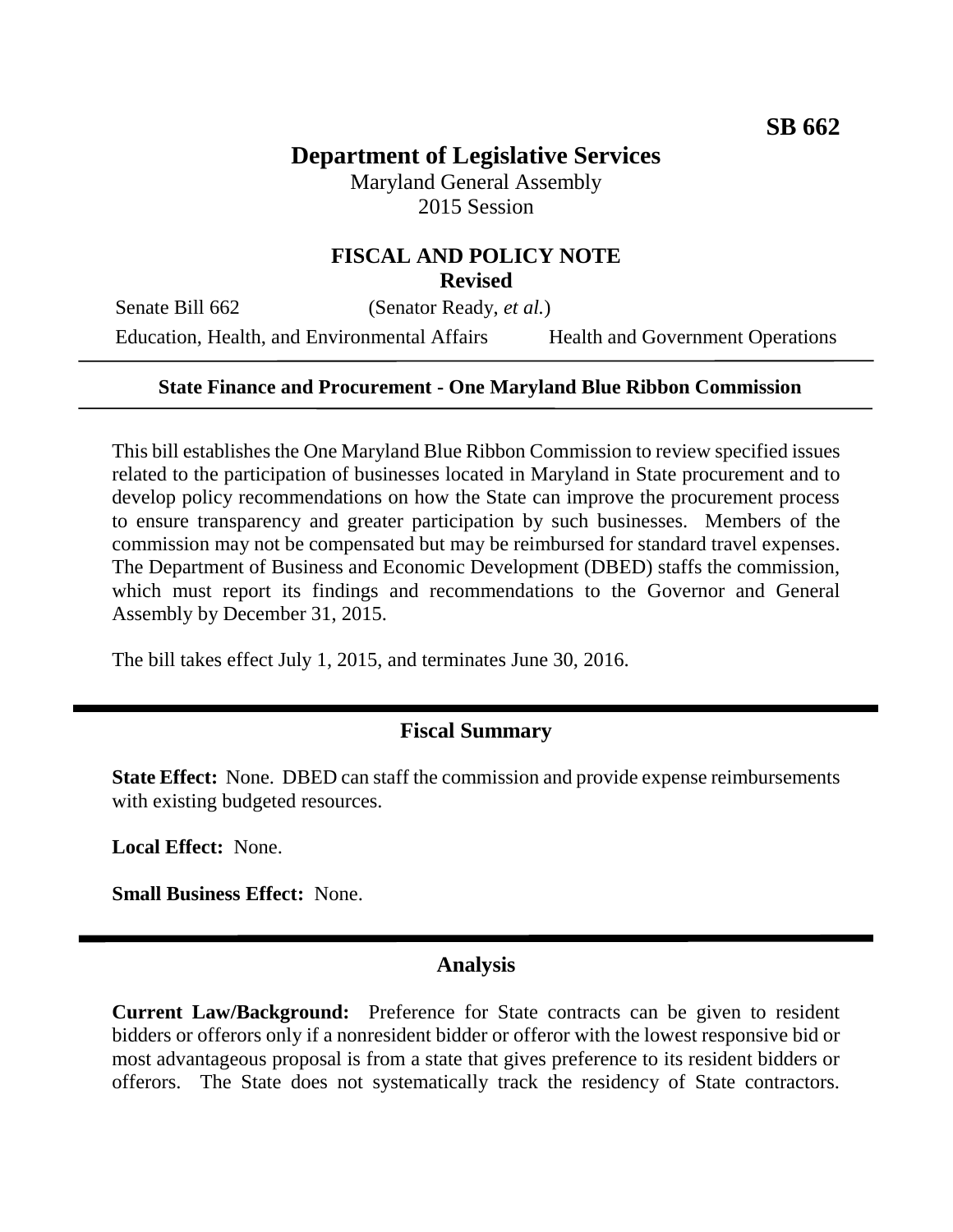**SB 662**

# Department of Legislative Services

Maryland General Assembly
2015 Session

## FISCAL AND POLICY NOTE
**Revised**

Senate Bill 662 (Senator Ready, *et al.*)
Education, Health, and Environmental Affairs Health and Government Operations

---

**State Finance and Procurement - One Maryland Blue Ribbon Commission**

---

This bill establishes the One Maryland Blue Ribbon Commission to review specified issues related to the participation of businesses located in Maryland in State procurement and to develop policy recommendations on how the State can improve the procurement process to ensure transparency and greater participation by such businesses. Members of the commission may not be compensated but may be reimbursed for standard travel expenses. The Department of Business and Economic Development (DBED) staffs the commission, which must report its findings and recommendations to the Governor and General Assembly by December 31, 2015.

The bill takes effect July 1, 2015, and terminates June 30, 2016.

## Fiscal Summary

**State Effect:** None. DBED can staff the commission and provide expense reimbursements with existing budgeted resources.

**Local Effect:** None.

**Small Business Effect:** None.

## Analysis

**Current Law/Background:** Preference for State contracts can be given to resident bidders or offerors only if a nonresident bidder or offeror with the lowest responsive bid or most advantageous proposal is from a state that gives preference to its resident bidders or offerors. The State does not systematically track the residency of State contractors.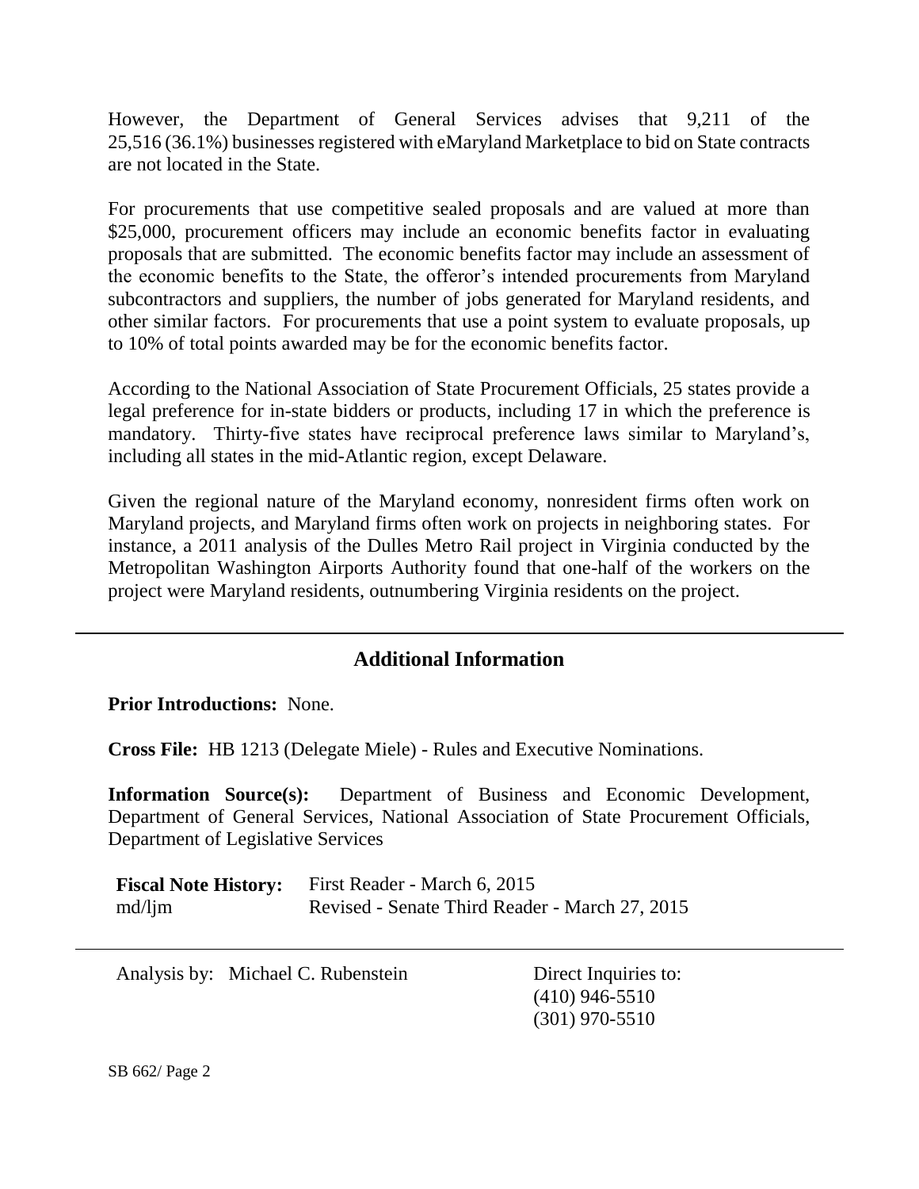However, the Department of General Services advises that 9,211 of the 25,516 (36.1%) businesses registered with eMaryland Marketplace to bid on State contracts are not located in the State.

For procurements that use competitive sealed proposals and are valued at more than $25,000, procurement officers may include an economic benefits factor in evaluating proposals that are submitted. The economic benefits factor may include an assessment of the economic benefits to the State, the offeror's intended procurements from Maryland subcontractors and suppliers, the number of jobs generated for Maryland residents, and other similar factors. For procurements that use a point system to evaluate proposals, up to 10% of total points awarded may be for the economic benefits factor.

According to the National Association of State Procurement Officials, 25 states provide a legal preference for in-state bidders or products, including 17 in which the preference is mandatory. Thirty-five states have reciprocal preference laws similar to Maryland's, including all states in the mid-Atlantic region, except Delaware.

Given the regional nature of the Maryland economy, nonresident firms often work on Maryland projects, and Maryland firms often work on projects in neighboring states. For instance, a 2011 analysis of the Dulles Metro Rail project in Virginia conducted by the Metropolitan Washington Airports Authority found that one-half of the workers on the project were Maryland residents, outnumbering Virginia residents on the project.

## Additional Information

**Prior Introductions:** None.

**Cross File:** HB 1213 (Delegate Miele) - Rules and Executive Nominations.

**Information Source(s):** Department of Business and Economic Development, Department of General Services, National Association of State Procurement Officials, Department of Legislative Services

| | |
|---|---|
| **Fiscal Note History:** | First Reader - March 6, 2015 |
| md/ljm | Revised - Senate Third Reader - March 27, 2015 |

Analysis by: Michael C. Rubenstein

Direct Inquiries to:
(410) 946-5510
(301) 970-5510